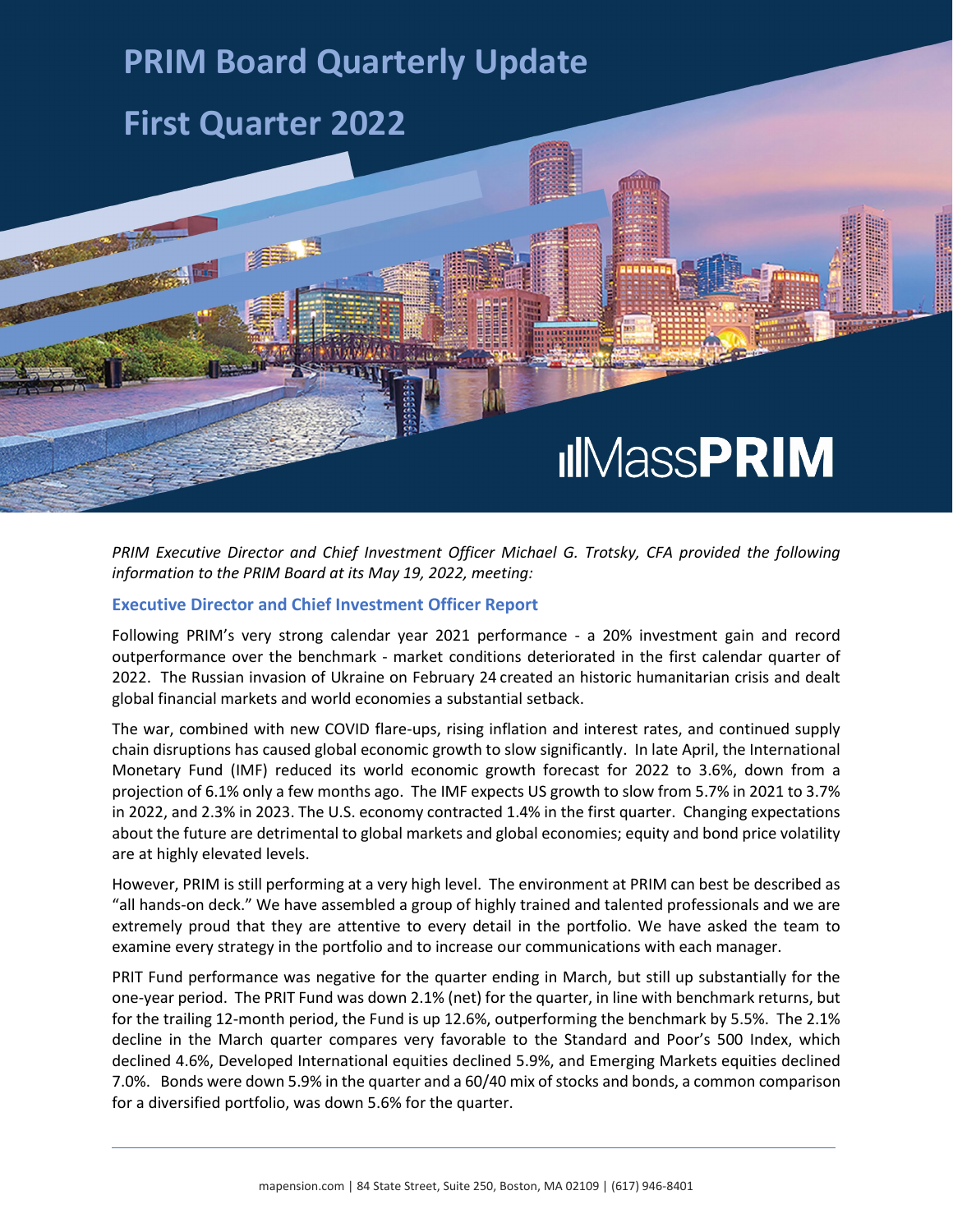# PRIM Board Quarterly Update

# First Quarter 2022

MassPRIM

*PRIM Executive Director and Chief Investment Officer Michael G. Trotsky, CFA provided the following information to the PRIM Board at its May 19, 2022, meeting:*

## Executive Director and Chief Investment Officer Report

Following PRIM's very strong calendar year 2021 performance - a 20% investment gain and record outperformance over the benchmark - market conditions deteriorated in the first calendar quarter of 2022. The Russian invasion of Ukraine on February 24 created an historic humanitarian crisis and dealt global financial markets and world economies a substantial setback.

The war, combined with new COVID flare-ups, rising inflation and interest rates, and continued supply chain disruptions has caused global economic growth to slow significantly. In late April, the International Monetary Fund (IMF) reduced its world economic growth forecast for 2022 to 3.6%, down from a projection of 6.1% only a few months ago. The IMF expects US growth to slow from 5.7% in 2021 to 3.7% in 2022, and 2.3% in 2023. The U.S. economy contracted 1.4% in the first quarter. Changing expectations about the future are detrimental to global markets and global economies; equity and bond price volatility are at highly elevated levels.

However, PRIM is still performing at a very high level. The environment at PRIM can best be described as "all hands-on deck." We have assembled a group of highly trained and talented professionals and we are extremely proud that they are attentive to every detail in the portfolio. We have asked the team to examine every strategy in the portfolio and to increase our communications with each manager.

PRIT Fund performance was negative for the quarter ending in March, but still up substantially for the one-year period. The PRIT Fund was down 2.1% (net) for the quarter, in line with benchmark returns, but for the trailing 12-month period, the Fund is up 12.6%, outperforming the benchmark by 5.5%. The 2.1% decline in the March quarter compares very favorable to the Standard and Poor's 500 Index, which declined 4.6%, Developed International equities declined 5.9%, and Emerging Markets equities declined 7.0%. Bonds were down 5.9% in the quarter and a 60/40 mix of stocks and bonds, a common comparison for a diversified portfolio, was down 5.6% for the quarter.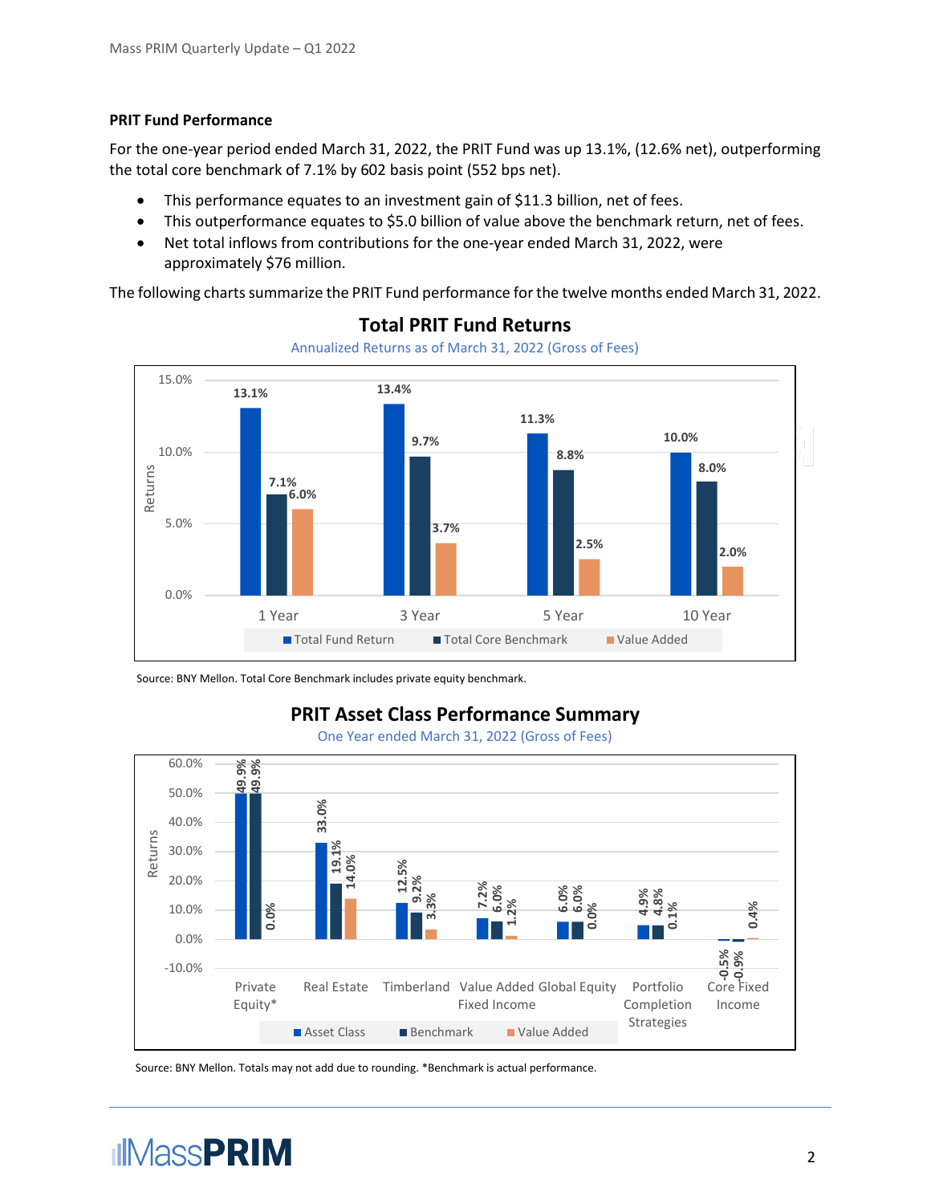### PRIT Fund Performance

For the one-year period ended March 31, 2022, the PRIT Fund was up 13.1%, (12.6% net), outperforming the total core benchmark of 7.1% by 602 basis point (552 bps net).

- This performance equates to an investment gain of $11.3 billion, net of fees.
- This outperformance equates to $5.0 billion of value above the benchmark return, net of fees.
- Net total inflows from contributions for the one-year ended March 31, 2022, were approximately $76 million.

The following charts summarize the PRIT Fund performance for the twelve months ended March 31, 2022.

**Total PRIT Fund Returns**

Annualized Returns as of March 31, 2022 (Gross of Fees)

| | 1 Year | 3 Year | 5 Year | 10 Year |
|---|---|---|---|---|
| Total Fund Return | 13.1% | 13.4% | 11.3% | 10.0% |
| Total Core Benchmark | 7.1% | 9.7% | 8.8% | 8.0% |
| Value Added | 6.0% | 3.7% | 2.5% | 2.0% |

Source: BNY Mellon. Total Core Benchmark includes private equity benchmark.

**PRIT Asset Class Performance Summary**

One Year ended March 31, 2022 (Gross of Fees)

| | Private Equity* | Real Estate | Timberland | Value Added Fixed Income | Global Equity | Portfolio Completion Strategies | Core Fixed Income |
|---|---|---|---|---|---|---|---|
| Asset Class | 49.9% | 33.0% | 12.5% | 7.2% | 6.0% | 4.9% | -0.5% |
| Benchmark | 49.9% | 19.1% | 9.2% | 6.0% | 6.0% | 4.8% | -0.9% |
| Value Added | 0.0% | 14.0% | 3.3% | 1.2% | 0.0% | 0.1% | 0.4% |

Source: BNY Mellon. Totals may not add due to rounding. *Benchmark is actual performance.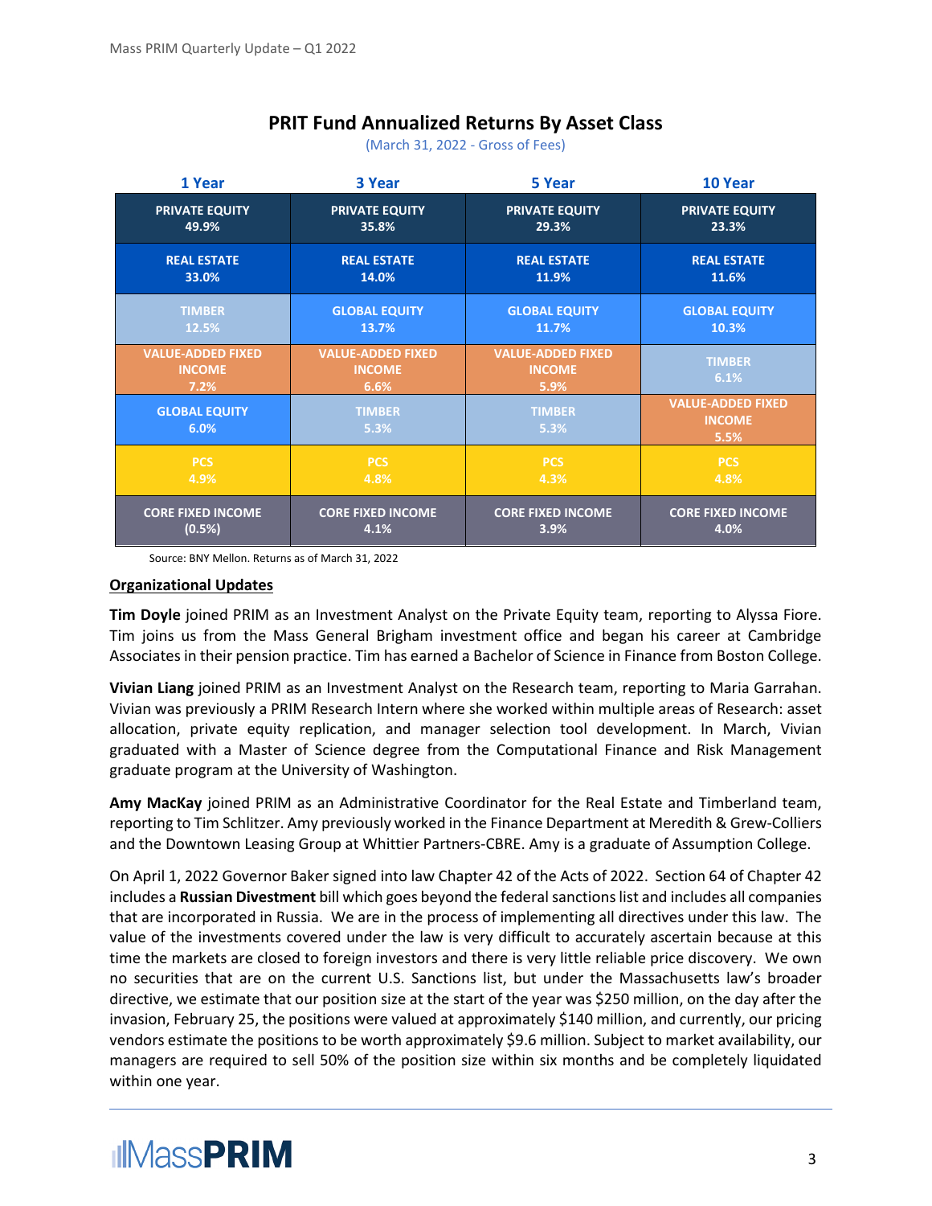## PRIT Fund Annualized Returns By Asset Class

(March 31, 2022 - Gross of Fees)

| 1 Year | 3 Year | 5 Year | 10 Year |
|---|---|---|---|
| PRIVATE EQUITY 49.9% | PRIVATE EQUITY 35.8% | PRIVATE EQUITY 29.3% | PRIVATE EQUITY 23.3% |
| REAL ESTATE 33.0% | REAL ESTATE 14.0% | REAL ESTATE 11.9% | REAL ESTATE 11.6% |
| TIMBER 12.5% | GLOBAL EQUITY 13.7% | GLOBAL EQUITY 11.7% | GLOBAL EQUITY 10.3% |
| VALUE-ADDED FIXED INCOME 7.2% | VALUE-ADDED FIXED INCOME 6.6% | VALUE-ADDED FIXED INCOME 5.9% | TIMBER 6.1% |
| GLOBAL EQUITY 6.0% | TIMBER 5.3% | TIMBER 5.3% | VALUE-ADDED FIXED INCOME 5.5% |
| PCS 4.9% | PCS 4.8% | PCS 4.3% | PCS 4.8% |
| CORE FIXED INCOME (0.5%) | CORE FIXED INCOME 4.1% | CORE FIXED INCOME 3.9% | CORE FIXED INCOME 4.0% |

Source: BNY Mellon. Returns as of March 31, 2022

### Organizational Updates

**Tim Doyle** joined PRIM as an Investment Analyst on the Private Equity team, reporting to Alyssa Fiore. Tim joins us from the Mass General Brigham investment office and began his career at Cambridge Associates in their pension practice. Tim has earned a Bachelor of Science in Finance from Boston College.

**Vivian Liang** joined PRIM as an Investment Analyst on the Research team, reporting to Maria Garrahan. Vivian was previously a PRIM Research Intern where she worked within multiple areas of Research: asset allocation, private equity replication, and manager selection tool development. In March, Vivian graduated with a Master of Science degree from the Computational Finance and Risk Management graduate program at the University of Washington.

**Amy MacKay** joined PRIM as an Administrative Coordinator for the Real Estate and Timberland team, reporting to Tim Schlitzer. Amy previously worked in the Finance Department at Meredith & Grew-Colliers and the Downtown Leasing Group at Whittier Partners-CBRE. Amy is a graduate of Assumption College.

On April 1, 2022 Governor Baker signed into law Chapter 42 of the Acts of 2022. Section 64 of Chapter 42 includes a **Russian Divestment** bill which goes beyond the federal sanctions list and includes all companies that are incorporated in Russia. We are in the process of implementing all directives under this law. The value of the investments covered under the law is very difficult to accurately ascertain because at this time the markets are closed to foreign investors and there is very little reliable price discovery. We own no securities that are on the current U.S. Sanctions list, but under the Massachusetts law's broader directive, we estimate that our position size at the start of the year was $250 million, on the day after the invasion, February 25, the positions were valued at approximately $140 million, and currently, our pricing vendors estimate the positions to be worth approximately $9.6 million. Subject to market availability, our managers are required to sell 50% of the position size within six months and be completely liquidated within one year.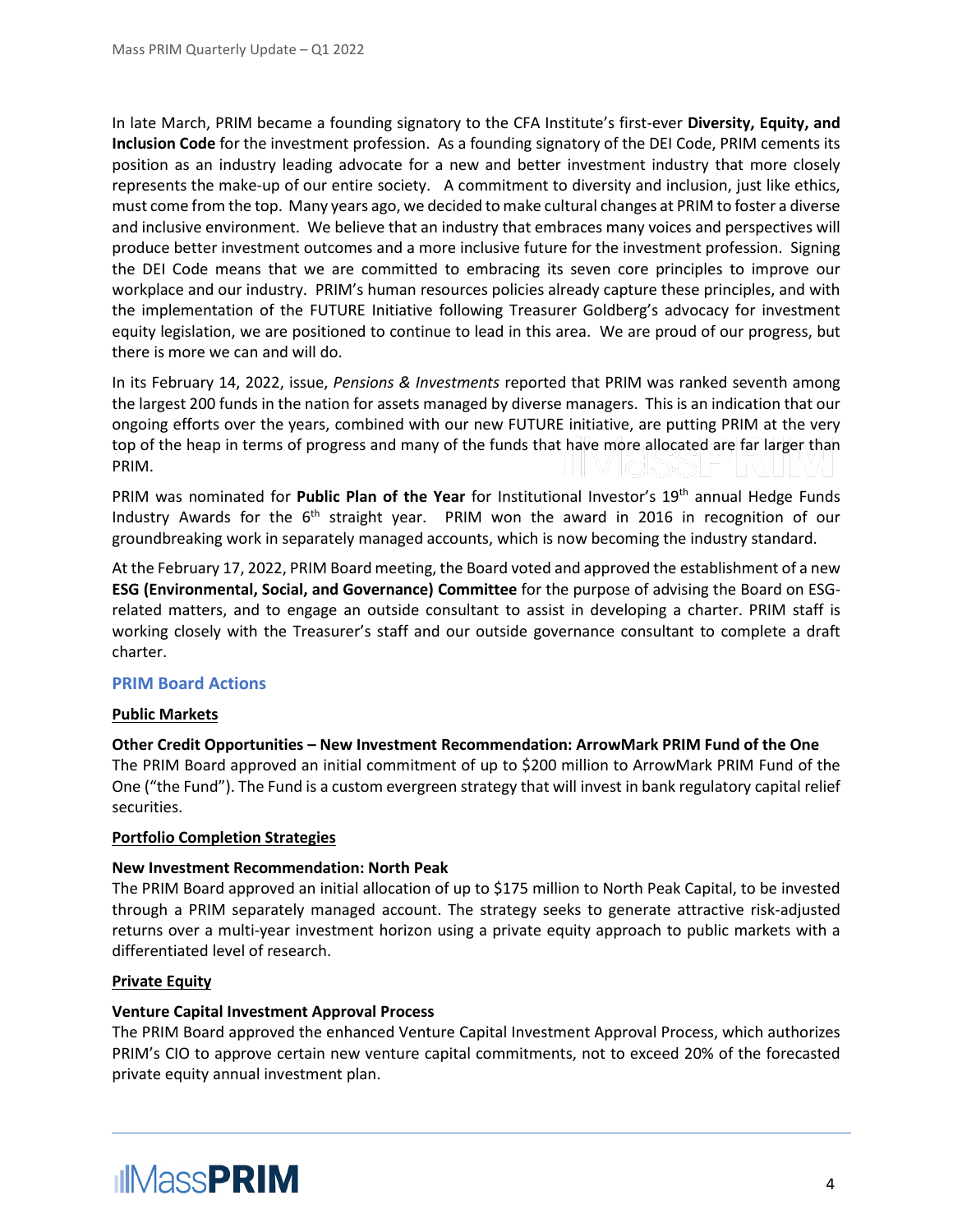In late March, PRIM became a founding signatory to the CFA Institute's first-ever **Diversity, Equity, and Inclusion Code** for the investment profession. As a founding signatory of the DEI Code, PRIM cements its position as an industry leading advocate for a new and better investment industry that more closely represents the make-up of our entire society. A commitment to diversity and inclusion, just like ethics, must come from the top. Many years ago, we decided to make cultural changes at PRIM to foster a diverse and inclusive environment. We believe that an industry that embraces many voices and perspectives will produce better investment outcomes and a more inclusive future for the investment profession. Signing the DEI Code means that we are committed to embracing its seven core principles to improve our workplace and our industry. PRIM's human resources policies already capture these principles, and with the implementation of the FUTURE Initiative following Treasurer Goldberg's advocacy for investment equity legislation, we are positioned to continue to lead in this area. We are proud of our progress, but there is more we can and will do.

In its February 14, 2022, issue, *Pensions & Investments* reported that PRIM was ranked seventh among the largest 200 funds in the nation for assets managed by diverse managers. This is an indication that our ongoing efforts over the years, combined with our new FUTURE initiative, are putting PRIM at the very top of the heap in terms of progress and many of the funds that have more allocated are far larger than PRIM.

PRIM was nominated for **Public Plan of the Year** for Institutional Investor's 19th annual Hedge Funds Industry Awards for the 6th straight year. PRIM won the award in 2016 in recognition of our groundbreaking work in separately managed accounts, which is now becoming the industry standard.

At the February 17, 2022, PRIM Board meeting, the Board voted and approved the establishment of a new **ESG (Environmental, Social, and Governance) Committee** for the purpose of advising the Board on ESG-related matters, and to engage an outside consultant to assist in developing a charter. PRIM staff is working closely with the Treasurer's staff and our outside governance consultant to complete a draft charter.

## PRIM Board Actions

### Public Markets

**Other Credit Opportunities – New Investment Recommendation: ArrowMark PRIM Fund of the One**
The PRIM Board approved an initial commitment of up to $200 million to ArrowMark PRIM Fund of the One ("the Fund"). The Fund is a custom evergreen strategy that will invest in bank regulatory capital relief securities.

### Portfolio Completion Strategies

**New Investment Recommendation: North Peak**
The PRIM Board approved an initial allocation of up to $175 million to North Peak Capital, to be invested through a PRIM separately managed account. The strategy seeks to generate attractive risk-adjusted returns over a multi-year investment horizon using a private equity approach to public markets with a differentiated level of research.

### Private Equity

**Venture Capital Investment Approval Process**
The PRIM Board approved the enhanced Venture Capital Investment Approval Process, which authorizes PRIM's CIO to approve certain new venture capital commitments, not to exceed 20% of the forecasted private equity annual investment plan.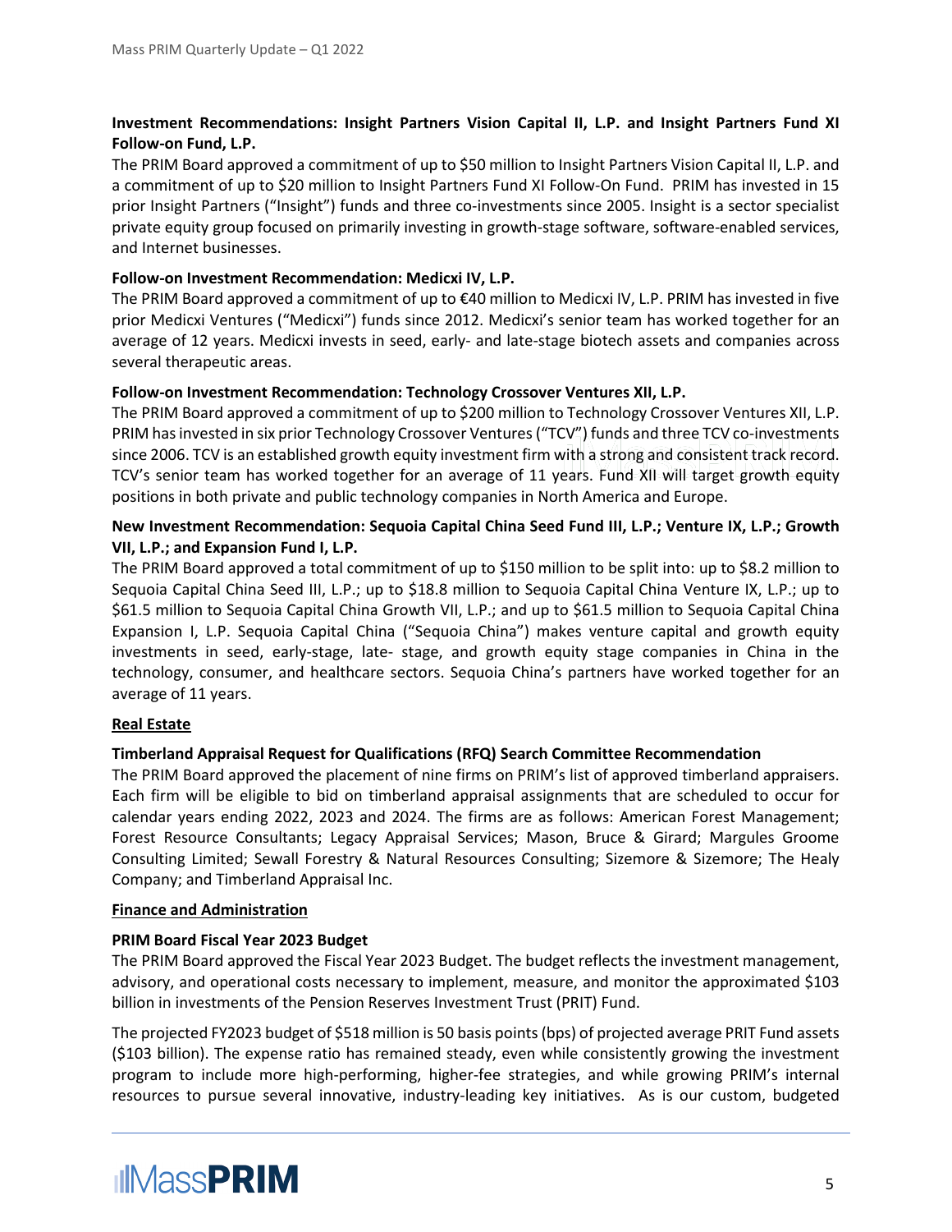**Investment Recommendations: Insight Partners Vision Capital II, L.P. and Insight Partners Fund XI Follow-on Fund, L.P.**

The PRIM Board approved a commitment of up to $50 million to Insight Partners Vision Capital II, L.P. and a commitment of up to $20 million to Insight Partners Fund XI Follow-On Fund. PRIM has invested in 15 prior Insight Partners ("Insight") funds and three co-investments since 2005. Insight is a sector specialist private equity group focused on primarily investing in growth-stage software, software-enabled services, and Internet businesses.

**Follow-on Investment Recommendation: Medicxi IV, L.P.**

The PRIM Board approved a commitment of up to €40 million to Medicxi IV, L.P. PRIM has invested in five prior Medicxi Ventures ("Medicxi") funds since 2012. Medicxi's senior team has worked together for an average of 12 years. Medicxi invests in seed, early- and late-stage biotech assets and companies across several therapeutic areas.

**Follow-on Investment Recommendation: Technology Crossover Ventures XII, L.P.**

The PRIM Board approved a commitment of up to $200 million to Technology Crossover Ventures XII, L.P. PRIM has invested in six prior Technology Crossover Ventures ("TCV") funds and three TCV co-investments since 2006. TCV is an established growth equity investment firm with a strong and consistent track record. TCV's senior team has worked together for an average of 11 years. Fund XII will target growth equity positions in both private and public technology companies in North America and Europe.

**New Investment Recommendation: Sequoia Capital China Seed Fund III, L.P.; Venture IX, L.P.; Growth VII, L.P.; and Expansion Fund I, L.P.**

The PRIM Board approved a total commitment of up to $150 million to be split into: up to $8.2 million to Sequoia Capital China Seed III, L.P.; up to $18.8 million to Sequoia Capital China Venture IX, L.P.; up to $61.5 million to Sequoia Capital China Growth VII, L.P.; and up to $61.5 million to Sequoia Capital China Expansion I, L.P. Sequoia Capital China ("Sequoia China") makes venture capital and growth equity investments in seed, early-stage, late- stage, and growth equity stage companies in China in the technology, consumer, and healthcare sectors. Sequoia China's partners have worked together for an average of 11 years.

**<u>Real Estate</u>**

**Timberland Appraisal Request for Qualifications (RFQ) Search Committee Recommendation**

The PRIM Board approved the placement of nine firms on PRIM's list of approved timberland appraisers. Each firm will be eligible to bid on timberland appraisal assignments that are scheduled to occur for calendar years ending 2022, 2023 and 2024. The firms are as follows: American Forest Management; Forest Resource Consultants; Legacy Appraisal Services; Mason, Bruce & Girard; Margules Groome Consulting Limited; Sewall Forestry & Natural Resources Consulting; Sizemore & Sizemore; The Healy Company; and Timberland Appraisal Inc.

**<u>Finance and Administration</u>**

**PRIM Board Fiscal Year 2023 Budget**

The PRIM Board approved the Fiscal Year 2023 Budget. The budget reflects the investment management, advisory, and operational costs necessary to implement, measure, and monitor the approximated $103 billion in investments of the Pension Reserves Investment Trust (PRIT) Fund.

The projected FY2023 budget of $518 million is 50 basis points (bps) of projected average PRIT Fund assets ($103 billion). The expense ratio has remained steady, even while consistently growing the investment program to include more high-performing, higher-fee strategies, and while growing PRIM's internal resources to pursue several innovative, industry-leading key initiatives. As is our custom, budgeted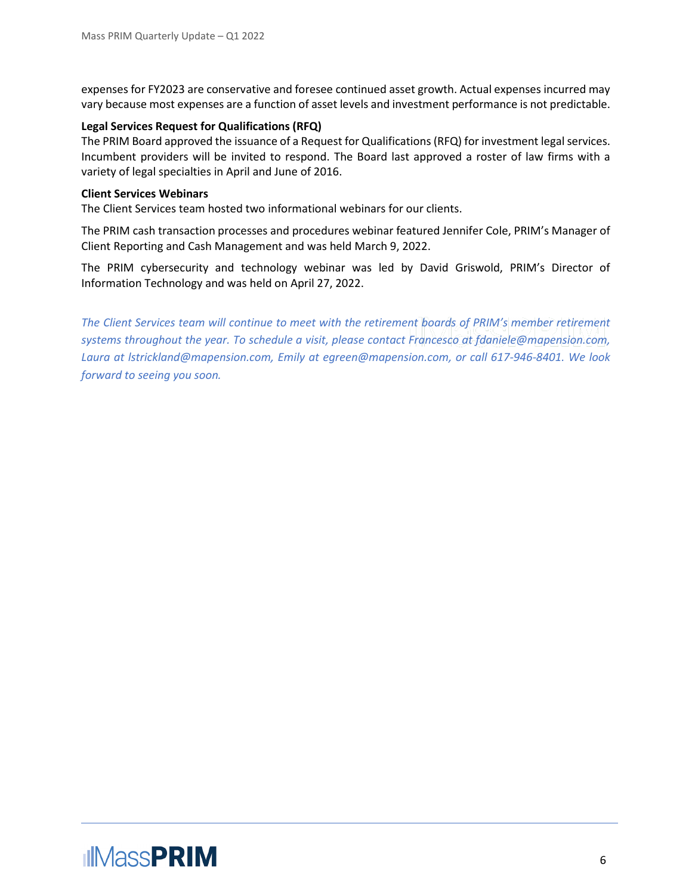expenses for FY2023 are conservative and foresee continued asset growth. Actual expenses incurred may vary because most expenses are a function of asset levels and investment performance is not predictable.

**Legal Services Request for Qualifications (RFQ)**

The PRIM Board approved the issuance of a Request for Qualifications (RFQ) for investment legal services. Incumbent providers will be invited to respond. The Board last approved a roster of law firms with a variety of legal specialties in April and June of 2016.

**Client Services Webinars**

The Client Services team hosted two informational webinars for our clients.

The PRIM cash transaction processes and procedures webinar featured Jennifer Cole, PRIM's Manager of Client Reporting and Cash Management and was held March 9, 2022.

The PRIM cybersecurity and technology webinar was led by David Griswold, PRIM's Director of Information Technology and was held on April 27, 2022.

*The Client Services team will continue to meet with the retirement boards of PRIM's member retirement systems throughout the year. To schedule a visit, please contact Francesco at fdaniele@mapension.com, Laura at lstrickland@mapension.com, Emily at egreen@mapension.com, or call 617-946-8401. We look forward to seeing you soon.*